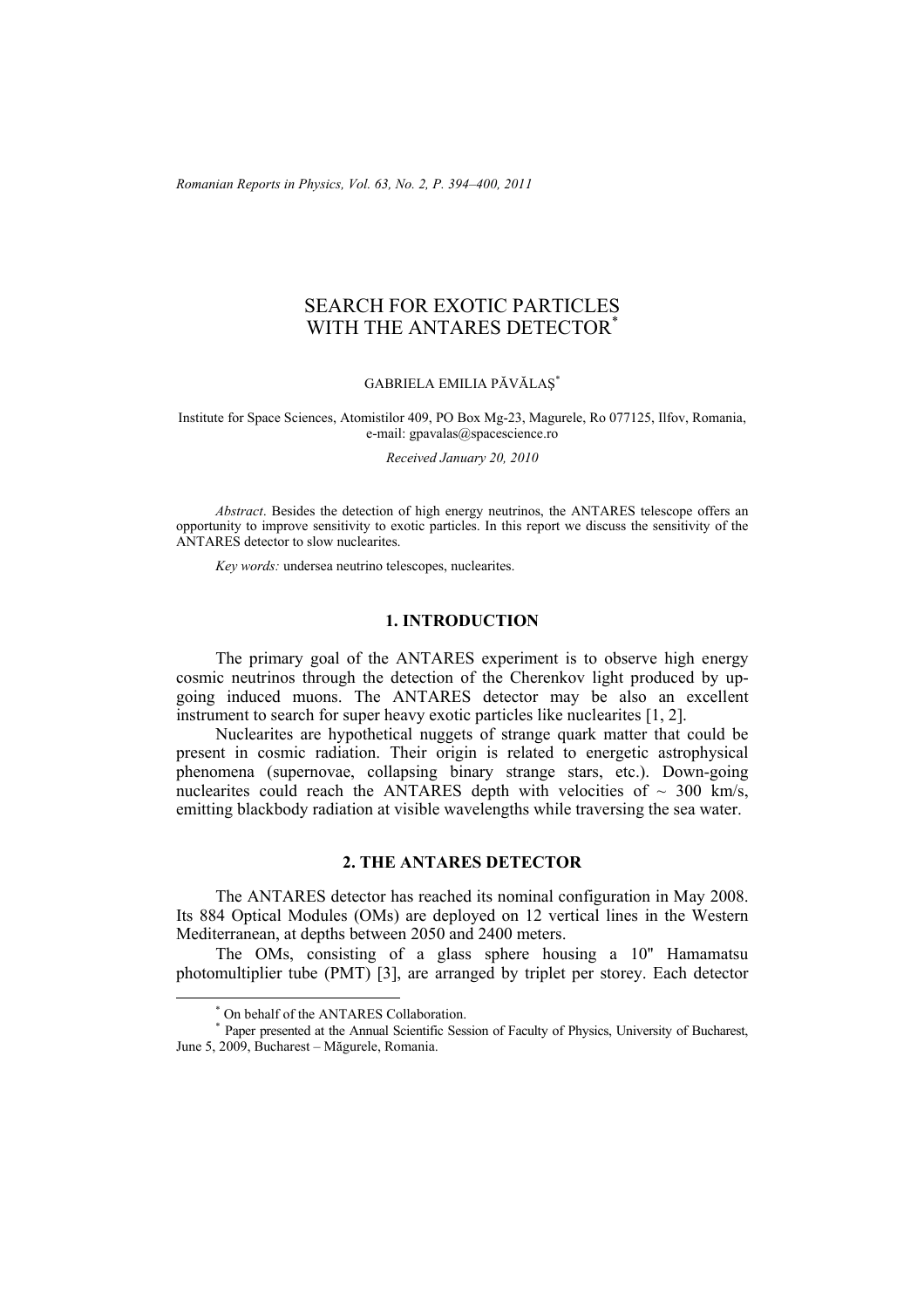# SEARCH FOR EXOTIC PARTICLES WITH THE ANTARES DETECTOR*

GABRIELA EMILIA PĂVĂLAŞ*

Institute for Space Sciences, Atomistilor 409, PO Box Mg-23, Magurele, Ro 077125, Ilfov, Romania, e-mail: gpavalas@spacescience.ro

*Received January 20, 2010*

*Abstract*. Besides the detection of high energy neutrinos, the ANTARES telescope offers an opportunity to improve sensitivity to exotic particles. In this report we discuss the sensitivity of the ANTARES detector to slow nuclearites.

*Key words:* undersea neutrino telescopes, nuclearites.

## 1. INTRODUCTION

The primary goal of the ANTARES experiment is to observe high energy cosmic neutrinos through the detection of the Cherenkov light produced by up-going induced muons. The ANTARES detector may be also an excellent instrument to search for super heavy exotic particles like nuclearites [1, 2].

Nuclearites are hypothetical nuggets of strange quark matter that could be present in cosmic radiation. Their origin is related to energetic astrophysical phenomena (supernovae, collapsing binary strange stars, etc.). Down-going nuclearites could reach the ANTARES depth with velocities of ~ 300 km/s, emitting blackbody radiation at visible wavelengths while traversing the sea water.

## 2. THE ANTARES DETECTOR

The ANTARES detector has reached its nominal configuration in May 2008. Its 884 Optical Modules (OMs) are deployed on 12 vertical lines in the Western Mediterranean, at depths between 2050 and 2400 meters.

The OMs, consisting of a glass sphere housing a 10" Hamamatsu photomultiplier tube (PMT) [3], are arranged by triplet per storey. Each detector

* On behalf of the ANTARES Collaboration.

* Paper presented at the Annual Scientific Session of Faculty of Physics, University of Bucharest, June 5, 2009, Bucharest – Măgurele, Romania.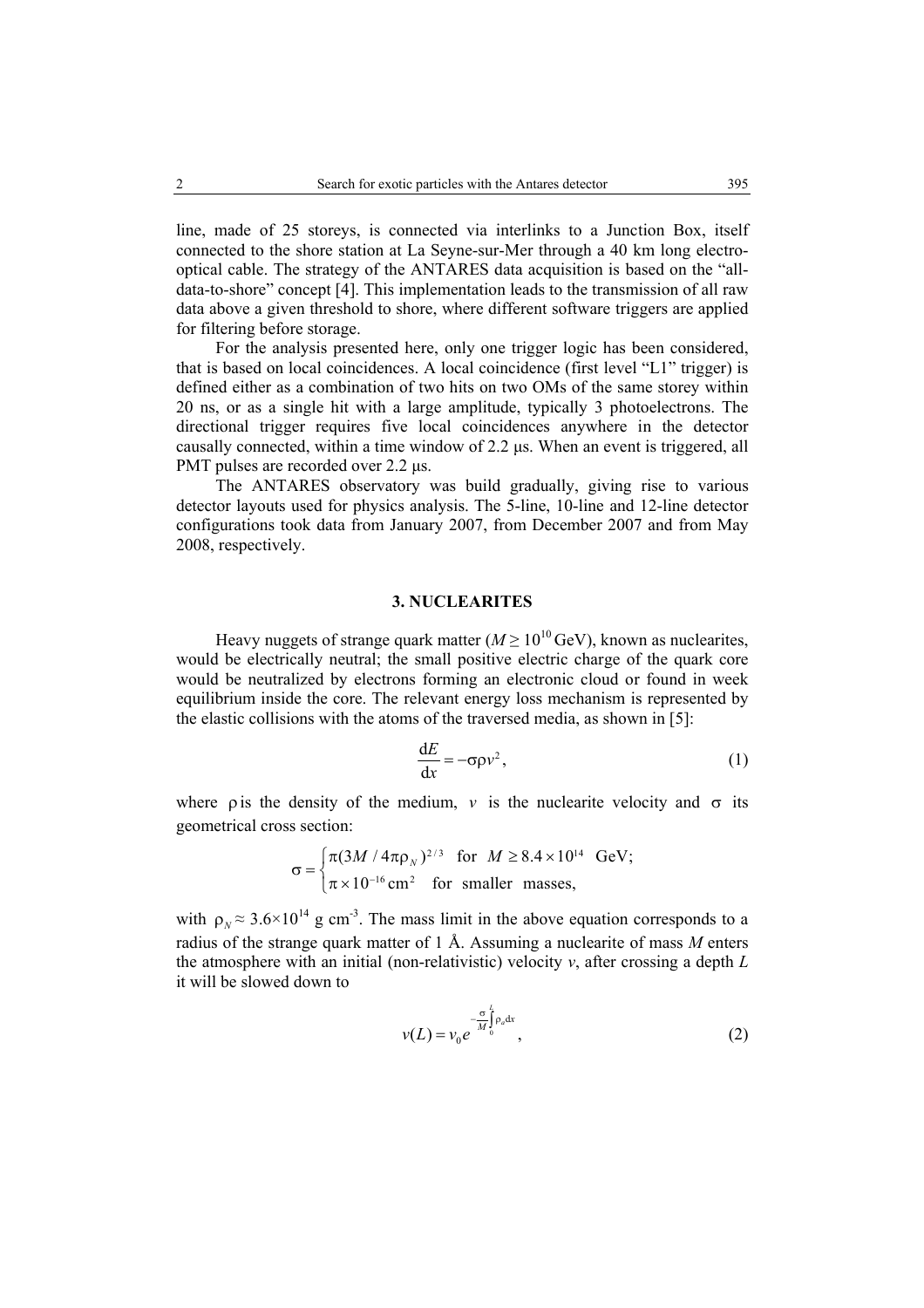line, made of 25 storeys, is connected via interlinks to a Junction Box, itself connected to the shore station at La Seyne-sur-Mer through a 40 km long electro-optical cable. The strategy of the ANTARES data acquisition is based on the "all-data-to-shore" concept [4]. This implementation leads to the transmission of all raw data above a given threshold to shore, where different software triggers are applied for filtering before storage.

For the analysis presented here, only one trigger logic has been considered, that is based on local coincidences. A local coincidence (first level "L1" trigger) is defined either as a combination of two hits on two OMs of the same storey within 20 ns, or as a single hit with a large amplitude, typically 3 photoelectrons. The directional trigger requires five local coincidences anywhere in the detector causally connected, within a time window of 2.2 μs. When an event is triggered, all PMT pulses are recorded over 2.2 μs.

The ANTARES observatory was build gradually, giving rise to various detector layouts used for physics analysis. The 5-line, 10-line and 12-line detector configurations took data from January 2007, from December 2007 and from May 2008, respectively.

## 3. NUCLEARITES

Heavy nuggets of strange quark matter ($M \geq 10^{10}$ GeV), known as nuclearites, would be electrically neutral; the small positive electric charge of the quark core would be neutralized by electrons forming an electronic cloud or found in week equilibrium inside the core. The relevant energy loss mechanism is represented by the elastic collisions with the atoms of the traversed media, as shown in [5]:

$$\frac{\mathrm{d}E}{\mathrm{d}x} = -\sigma\rho v^2, \tag{1}$$

where $\rho$ is the density of the medium, $v$ is the nuclearite velocity and $\sigma$ its geometrical cross section:

$$\sigma = \begin{cases} \pi(3M/4\pi\rho_N)^{2/3} & \text{for } \; M \geq 8.4\times10^{14} \;\; \text{GeV;} \\ \pi\times10^{-16}\,\text{cm}^2 & \text{for } \; \text{smaller} \;\; \text{masses,} \end{cases}$$

with $\rho_N \approx 3.6\times10^{14}$ g cm$^{-3}$. The mass limit in the above equation corresponds to a radius of the strange quark matter of 1 Å. Assuming a nuclearite of mass $M$ enters the atmosphere with an initial (non-relativistic) velocity $v$, after crossing a depth $L$ it will be slowed down to

$$v(L) = v_0 e^{-\frac{\sigma}{M}\int_0^L \rho_a \mathrm{d}x}, \tag{2}$$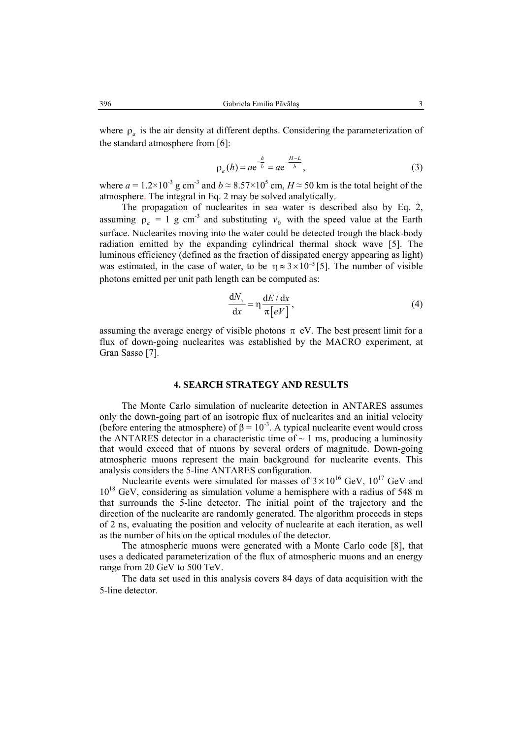where $\rho_a$ is the air density at different depths. Considering the parameterization of the standard atmosphere from [6]:

$$\rho_a(h) = a\mathrm{e}^{-\frac{h}{b}} = a\mathrm{e}^{-\frac{H-L}{b}}, \tag{3}$$

where $a = 1.2\times10^{-3}$ g cm$^{-3}$ and $b \approx 8.57\times10^{5}$ cm, $H \approx 50$ km is the total height of the atmosphere. The integral in Eq. 2 may be solved analytically.

The propagation of nuclearites in sea water is described also by Eq. 2, assuming $\rho_a$ = 1 g cm$^{-3}$ and substituting $v_0$ with the speed value at the Earth surface. Nuclearites moving into the water could be detected trough the black-body radiation emitted by the expanding cylindrical thermal shock wave [5]. The luminous efficiency (defined as the fraction of dissipated energy appearing as light) was estimated, in the case of water, to be $\eta \approx 3\times10^{-5}$ [5]. The number of visible photons emitted per unit path length can be computed as:

$$\frac{\mathrm{d}N_\gamma}{\mathrm{d}x} = \eta\frac{\mathrm{d}E/\mathrm{d}x}{\pi[eV]}, \tag{4}$$

assuming the average energy of visible photons $\pi$ eV. The best present limit for a flux of down-going nuclearites was established by the MACRO experiment, at Gran Sasso [7].

## 4. SEARCH STRATEGY AND RESULTS

The Monte Carlo simulation of nuclearite detection in ANTARES assumes only the down-going part of an isotropic flux of nuclearites and an initial velocity (before entering the atmosphere) of $\beta = 10^{-3}$. A typical nuclearite event would cross the ANTARES detector in a characteristic time of ~ 1 ms, producing a luminosity that would exceed that of muons by several orders of magnitude. Down-going atmospheric muons represent the main background for nuclearite events. This analysis considers the 5-line ANTARES configuration.

Nuclearite events were simulated for masses of $3\times10^{16}$ GeV, $10^{17}$ GeV and $10^{18}$ GeV, considering as simulation volume a hemisphere with a radius of 548 m that surrounds the 5-line detector. The initial point of the trajectory and the direction of the nuclearite are randomly generated. The algorithm proceeds in steps of 2 ns, evaluating the position and velocity of nuclearite at each iteration, as well as the number of hits on the optical modules of the detector.

The atmospheric muons were generated with a Monte Carlo code [8], that uses a dedicated parameterization of the flux of atmospheric muons and an energy range from 20 GeV to 500 TeV.

The data set used in this analysis covers 84 days of data acquisition with the 5-line detector.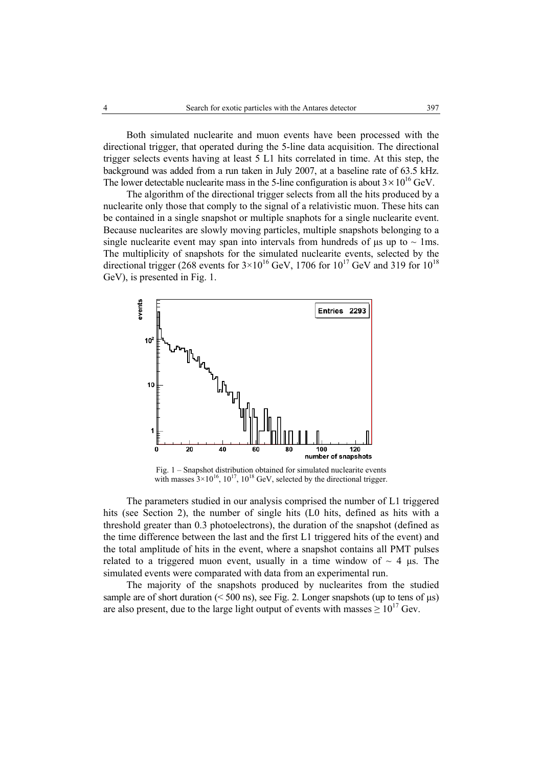Both simulated nuclearite and muon events have been processed with the directional trigger, that operated during the 5-line data acquisition. The directional trigger selects events having at least 5 L1 hits correlated in time. At this step, the background was added from a run taken in July 2007, at a baseline rate of 63.5 kHz. The lower detectable nuclearite mass in the 5-line configuration is about $3 \times 10^{16}$ GeV.

The algorithm of the directional trigger selects from all the hits produced by a nuclearite only those that comply to the signal of a relativistic muon. These hits can be contained in a single snapshot or multiple snaphots for a single nuclearite event. Because nuclearites are slowly moving particles, multiple snapshots belonging to a single nuclearite event may span into intervals from hundreds of μs up to ~ 1ms. The multiplicity of snapshots for the simulated nuclearite events, selected by the directional trigger (268 events for $3\times10^{16}$ GeV, 1706 for $10^{17}$ GeV and 319 for $10^{18}$ GeV), is presented in Fig. 1.

events

Entries 2293

$10^2$

10

1

0
20
40
60
80
100
120

number of snapshots

Fig. 1 – Snapshot distribution obtained for simulated nuclearite events with masses $3\times10^{16}$, $10^{17}$, $10^{18}$ GeV, selected by the directional trigger.

The parameters studied in our analysis comprised the number of L1 triggered hits (see Section 2), the number of single hits (L0 hits, defined as hits with a threshold greater than 0.3 photoelectrons), the duration of the snapshot (defined as the time difference between the last and the first L1 triggered hits of the event) and the total amplitude of hits in the event, where a snapshot contains all PMT pulses related to a triggered muon event, usually in a time window of ~ 4 μs. The simulated events were comparated with data from an experimental run.

The majority of the snapshots produced by nuclearites from the studied sample are of short duration (< 500 ns), see Fig. 2. Longer snapshots (up to tens of μs) are also present, due to the large light output of events with masses $\geq 10^{17}$ Gev.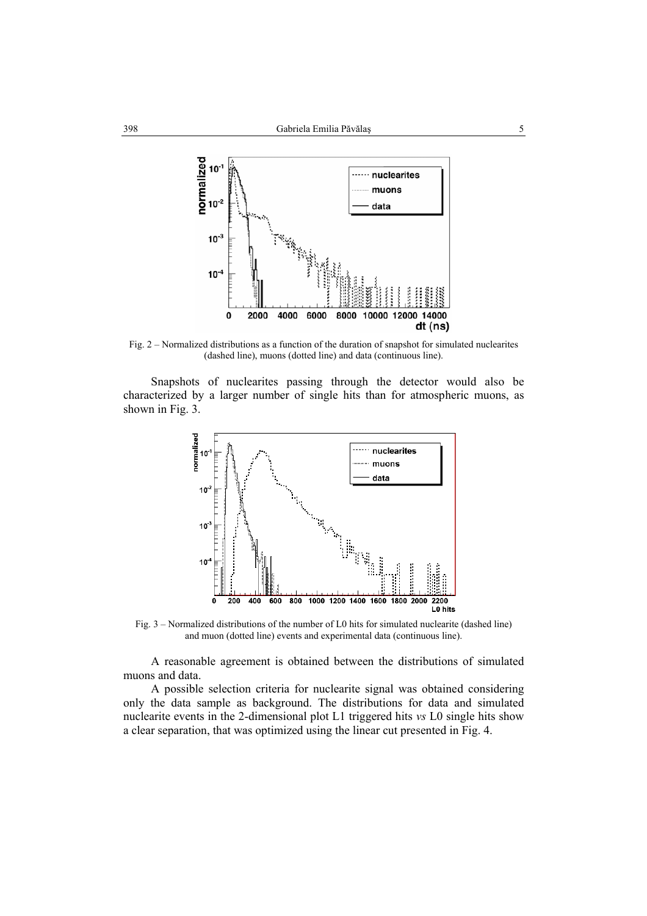normalized

nuclearites

muons

data

$10^{-1}$

$10^{-2}$

$10^{-3}$

$10^{-4}$

0 2000 4000 6000 8000 10000 12000 14000

dt (ns)

Fig. 2 – Normalized distributions as a function of the duration of snapshot for simulated nuclearites (dashed line), muons (dotted line) and data (continuous line).

Snapshots of nuclearites passing through the detector would also be characterized by a larger number of single hits than for atmospheric muons, as shown in Fig. 3.

normalized

nuclearites

muons

data

$10^{-1}$

$10^{-2}$

$10^{-3}$

$10^{-4}$

0 200 400 600 800 1000 1200 1400 1600 1800 2000 2200

L0 hits

Fig. 3 – Normalized distributions of the number of L0 hits for simulated nuclearite (dashed line) and muon (dotted line) events and experimental data (continuous line).

A reasonable agreement is obtained between the distributions of simulated muons and data.

A possible selection criteria for nuclearite signal was obtained considering only the data sample as background. The distributions for data and simulated nuclearite events in the 2-dimensional plot L1 triggered hits *vs* L0 single hits show a clear separation, that was optimized using the linear cut presented in Fig. 4.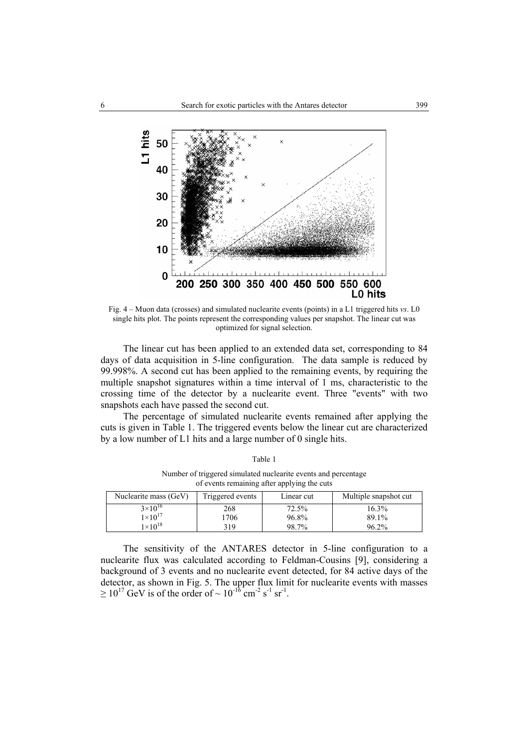L1 hits

50

40

30

20

10

0

200 250 300 350 400 450 500 550 600

L0 hits

Fig. 4 – Muon data (crosses) and simulated nuclearite events (points) in a L1 triggered hits *vs*. L0 single hits plot. The points represent the corresponding values per snapshot. The linear cut was optimized for signal selection.

The linear cut has been applied to an extended data set, corresponding to 84 days of data acquisition in 5-line configuration. The data sample is reduced by 99.998%. A second cut has been applied to the remaining events, by requiring the multiple snapshot signatures within a time interval of 1 ms, characteristic to the crossing time of the detector by a nuclearite event. Three "events" with two snapshots each have passed the second cut.

The percentage of simulated nuclearite events remained after applying the cuts is given in Table 1. The triggered events below the linear cut are characterized by a low number of L1 hits and a large number of 0 single hits.

Table 1

Number of triggered simulated nuclearite events and percentage of events remaining after applying the cuts

| Nuclearite mass (GeV) | Triggered events | Linear cut | Multiple snapshot cut |
|---|---|---|---|
| $3\times10^{16}$ | 268 | 72.5% | 16.3% |
| $1\times10^{17}$ | 1706 | 96.8% | 89.1% |
| $1\times10^{18}$ | 319 | 98.7% | 96.2% |

The sensitivity of the ANTARES detector in 5-line configuration to a nuclearite flux was calculated according to Feldman-Cousins [9], considering a background of 3 events and no nuclearite event detected, for 84 active days of the detector, as shown in Fig. 5. The upper flux limit for nuclearite events with masses $\geq 10^{17}$ GeV is of the order of $\sim 10^{-16}$ cm$^{-2}$ s$^{-1}$ sr$^{-1}$.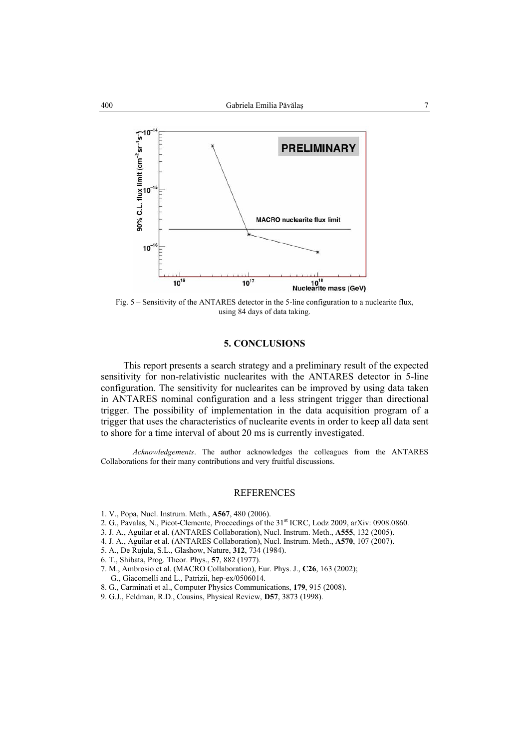PRELIMINARY

90% C.L. flux limit (cm$^{-2}$ sr$^{-1}$ s$^{-1}$)

$10^{-14}$

$10^{-15}$

$10^{-16}$

MACRO nuclearite flux limit

$10^{16}$ $10^{17}$ $10^{18}$

Nuclearite mass (GeV)

Fig. 5 – Sensitivity of the ANTARES detector in the 5-line configuration to a nuclearite flux, using 84 days of data taking.

## 5. CONCLUSIONS

This report presents a search strategy and a preliminary result of the expected sensitivity for non-relativistic nuclearites with the ANTARES detector in 5-line configuration. The sensitivity for nuclearites can be improved by using data taken in ANTARES nominal configuration and a less stringent trigger than directional trigger. The possibility of implementation in the data acquisition program of a trigger that uses the characteristics of nuclearite events in order to keep all data sent to shore for a time interval of about 20 ms is currently investigated.

*Acknowledgements*. The author acknowledges the colleagues from the ANTARES Collaborations for their many contributions and very fruitful discussions.

## REFERENCES

1. V., Popa, Nucl. Instrum. Meth., **A567**, 480 (2006).
2. G., Pavalas, N., Picot-Clemente, Proceedings of the 31st ICRC, Lodz 2009, arXiv: 0908.0860.
3. J. A., Aguilar et al. (ANTARES Collaboration), Nucl. Instrum. Meth., **A555**, 132 (2005).
4. J. A., Aguilar et al. (ANTARES Collaboration), Nucl. Instrum. Meth., **A570**, 107 (2007).
5. A., De Rujula, S.L., Glashow, Nature, **312**, 734 (1984).
6. T., Shibata, Prog. Theor. Phys., **57**, 882 (1977).
7. M., Ambrosio et al. (MACRO Collaboration), Eur. Phys. J., **C26**, 163 (2002);
   G., Giacomelli and L., Patrizii, hep-ex/0506014.
8. G., Carminati et al., Computer Physics Communications, **179**, 915 (2008).
9. G.J., Feldman, R.D., Cousins, Physical Review, **D57**, 3873 (1998).